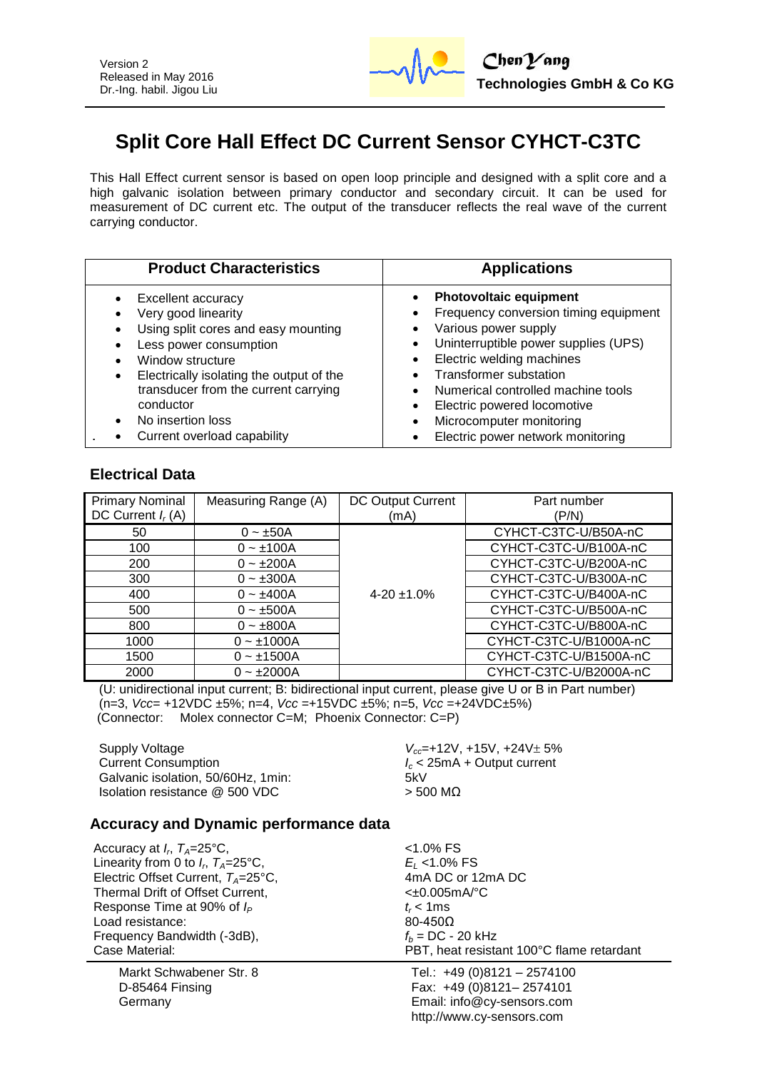Version 2
Released in May 2016
Dr.-Ing. habil. Jigou Liu

ChenYang
Technologies GmbH & Co KG

# Split Core Hall Effect DC Current Sensor CYHCT-C3TC

This Hall Effect current sensor is based on open loop principle and designed with a split core and a high galvanic isolation between primary conductor and secondary circuit. It can be used for measurement of DC current etc. The output of the transducer reflects the real wave of the current carrying conductor.

| Product Characteristics | Applications |
|---|---|
| • Excellent accuracy<br>• Very good linearity<br>• Using split cores and easy mounting<br>• Less power consumption<br>• Window structure<br>• Electrically isolating the output of the transducer from the current carrying conductor<br>• No insertion loss<br>• Current overload capability | • **Photovoltaic equipment**<br>• Frequency conversion timing equipment<br>• Various power supply<br>• Uninterruptible power supplies (UPS)<br>• Electric welding machines<br>• Transformer substation<br>• Numerical controlled machine tools<br>• Electric powered locomotive<br>• Microcomputer monitoring<br>• Electric power network monitoring |

## Electrical Data

| Primary Nominal DC Current $I_r$ (A) | Measuring Range (A) | DC Output Current (mA) | Part number (P/N) |
|---|---|---|---|
| 50 | 0 ~ ±50A | 4-20 ±1.0% | CYHCT-C3TC-U/B50A-nC |
| 100 | 0 ~ ±100A | | CYHCT-C3TC-U/B100A-nC |
| 200 | 0 ~ ±200A | | CYHCT-C3TC-U/B200A-nC |
| 300 | 0 ~ ±300A | | CYHCT-C3TC-U/B300A-nC |
| 400 | 0 ~ ±400A | | CYHCT-C3TC-U/B400A-nC |
| 500 | 0 ~ ±500A | | CYHCT-C3TC-U/B500A-nC |
| 800 | 0 ~ ±800A | | CYHCT-C3TC-U/B800A-nC |
| 1000 | 0 ~ ±1000A | | CYHCT-C3TC-U/B1000A-nC |
| 1500 | 0 ~ ±1500A | | CYHCT-C3TC-U/B1500A-nC |
| 2000 | 0 ~ ±2000A | | CYHCT-C3TC-U/B2000A-nC |

(U: unidirectional input current; B: bidirectional input current, please give U or B in Part number)
(n=3, *Vcc*= +12VDC ±5%; n=4, *Vcc* =+15VDC ±5%; n=5, *Vcc* =+24VDC±5%)
(Connector: Molex connector C=M; Phoenix Connector: C=P)

| | |
|---|---|
| Supply Voltage | $V_{cc}$=+12V, +15V, +24V± 5% |
| Current Consumption | $I_c$ < 25mA + Output current |
| Galvanic isolation, 50/60Hz, 1min: | 5kV |
| Isolation resistance @ 500 VDC | > 500 MΩ |

## Accuracy and Dynamic performance data

| | |
|---|---|
| Accuracy at $I_r$, $T_A$=25°C, | <1.0% FS |
| Linearity from 0 to $I_r$, $T_A$=25°C, | $E_L$ <1.0% FS |
| Electric Offset Current, $T_A$=25°C, | 4mA DC or 12mA DC |
| Thermal Drift of Offset Current, | <±0.005mA/°C |
| Response Time at 90% of $I_P$ | $t_r$ < 1ms |
| Load resistance: | 80-450Ω |
| Frequency Bandwidth (-3dB), | $f_b$ = DC - 20 kHz |
| Case Material: | PBT, heat resistant 100°C flame retardant |

Markt Schwabener Str. 8
D-85464 Finsing
Germany

Tel.: +49 (0)8121 – 2574100
Fax: +49 (0)8121– 2574101
Email: info@cy-sensors.com
http://www.cy-sensors.com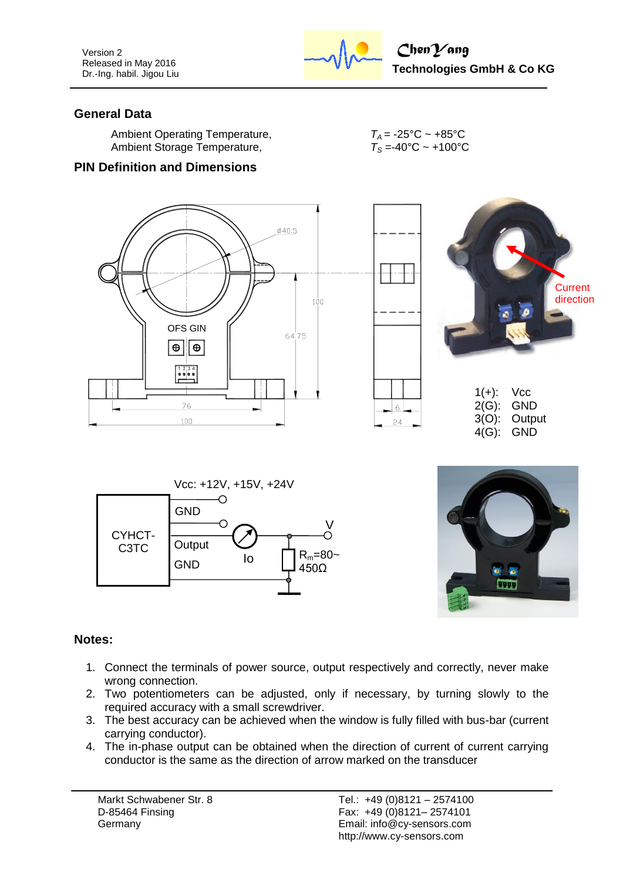## General Data

| | |
|---|---|
| Ambient Operating Temperature, | $T_A$ = -25°C ~ +85°C |
| Ambient Storage Temperature, | $T_S$ =-40°C ~ +100°C |

## PIN Definition and Dimensions

OFS GIN

1 2 3 4

Ø40.5

100

64.75

76

100

6

24

Current direction

1(+): Vcc
2(G): GND
3(O): Output
4(G): GND

Vcc: +12V, +15V, +24V

CYHCT-C3TC

GND

Output

GND

Io

V

$R_m$=80~450Ω

## Notes:

1. Connect the terminals of power source, output respectively and correctly, never make wrong connection.
2. Two potentiometers can be adjusted, only if necessary, by turning slowly to the required accuracy with a small screwdriver.
3. The best accuracy can be achieved when the window is fully filled with bus-bar (current carrying conductor).
4. The in-phase output can be obtained when the direction of current of current carrying conductor is the same as the direction of arrow marked on the transducer